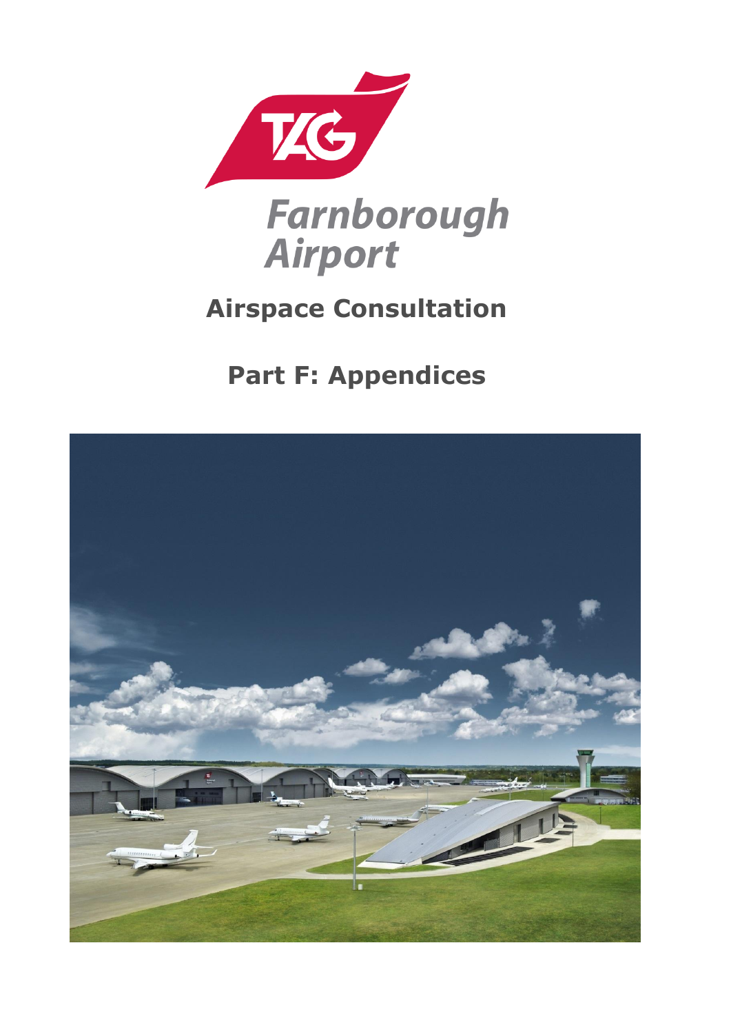Farnborough Airport

# Airspace Consultation

## Part F: Appendices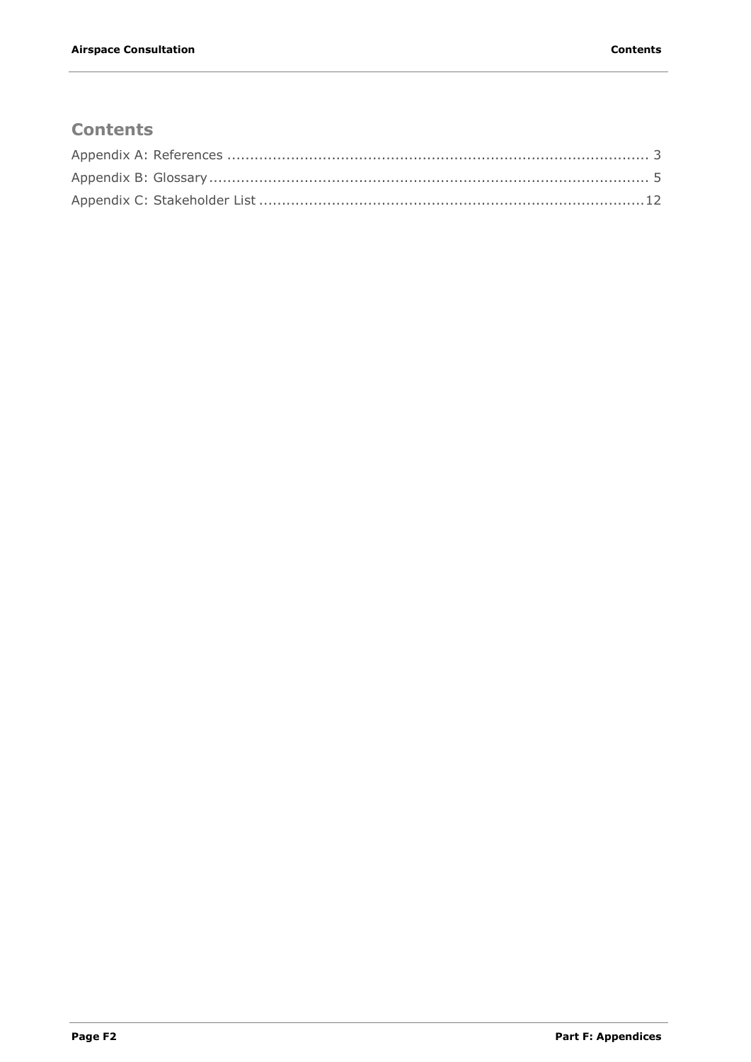# Contents

Appendix A: References ........................................................................................ 3

Appendix B: Glossary ........................................................................................... 5

Appendix C: Stakeholder List ............................................................................... 12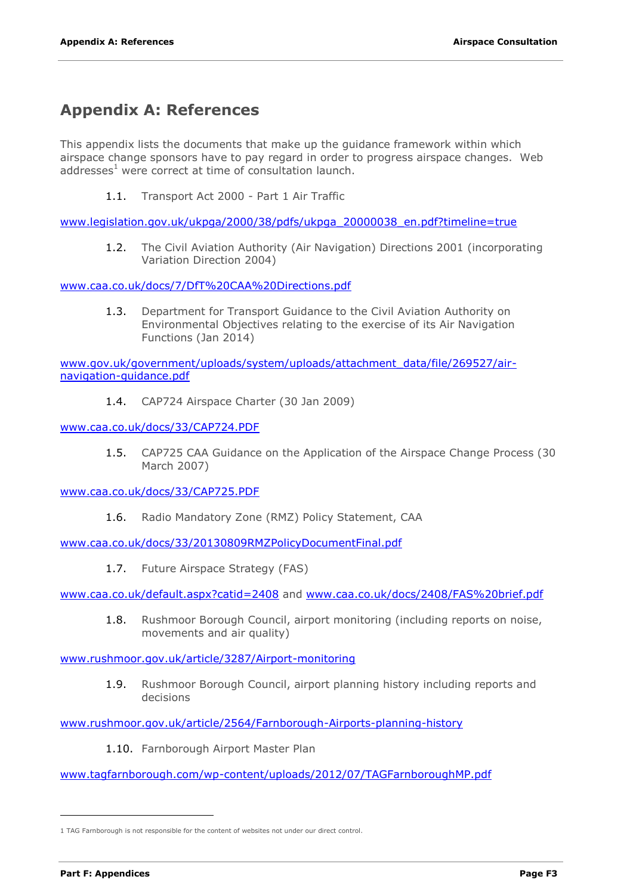# Appendix A: References

This appendix lists the documents that make up the guidance framework within which airspace change sponsors have to pay regard in order to progress airspace changes. Web addresses[1] were correct at time of consultation launch.

1.1. Transport Act 2000 - Part 1 Air Traffic

www.legislation.gov.uk/ukpga/2000/38/pdfs/ukpga_20000038_en.pdf?timeline=true

1.2. The Civil Aviation Authority (Air Navigation) Directions 2001 (incorporating Variation Direction 2004)

www.caa.co.uk/docs/7/DfT%20CAA%20Directions.pdf

1.3. Department for Transport Guidance to the Civil Aviation Authority on Environmental Objectives relating to the exercise of its Air Navigation Functions (Jan 2014)

www.gov.uk/government/uploads/system/uploads/attachment_data/file/269527/air-navigation-guidance.pdf

1.4. CAP724 Airspace Charter (30 Jan 2009)

www.caa.co.uk/docs/33/CAP724.PDF

1.5. CAP725 CAA Guidance on the Application of the Airspace Change Process (30 March 2007)

www.caa.co.uk/docs/33/CAP725.PDF

1.6. Radio Mandatory Zone (RMZ) Policy Statement, CAA

www.caa.co.uk/docs/33/20130809RMZPolicyDocumentFinal.pdf

1.7. Future Airspace Strategy (FAS)

www.caa.co.uk/default.aspx?catid=2408 and www.caa.co.uk/docs/2408/FAS%20brief.pdf

1.8. Rushmoor Borough Council, airport monitoring (including reports on noise, movements and air quality)

www.rushmoor.gov.uk/article/3287/Airport-monitoring

1.9. Rushmoor Borough Council, airport planning history including reports and decisions

www.rushmoor.gov.uk/article/2564/Farnborough-Airports-planning-history

1.10. Farnborough Airport Master Plan

www.tagfarnborough.com/wp-content/uploads/2012/07/TAGFarnboroughMP.pdf

---

[1] TAG Farnborough is not responsible for the content of websites not under our direct control.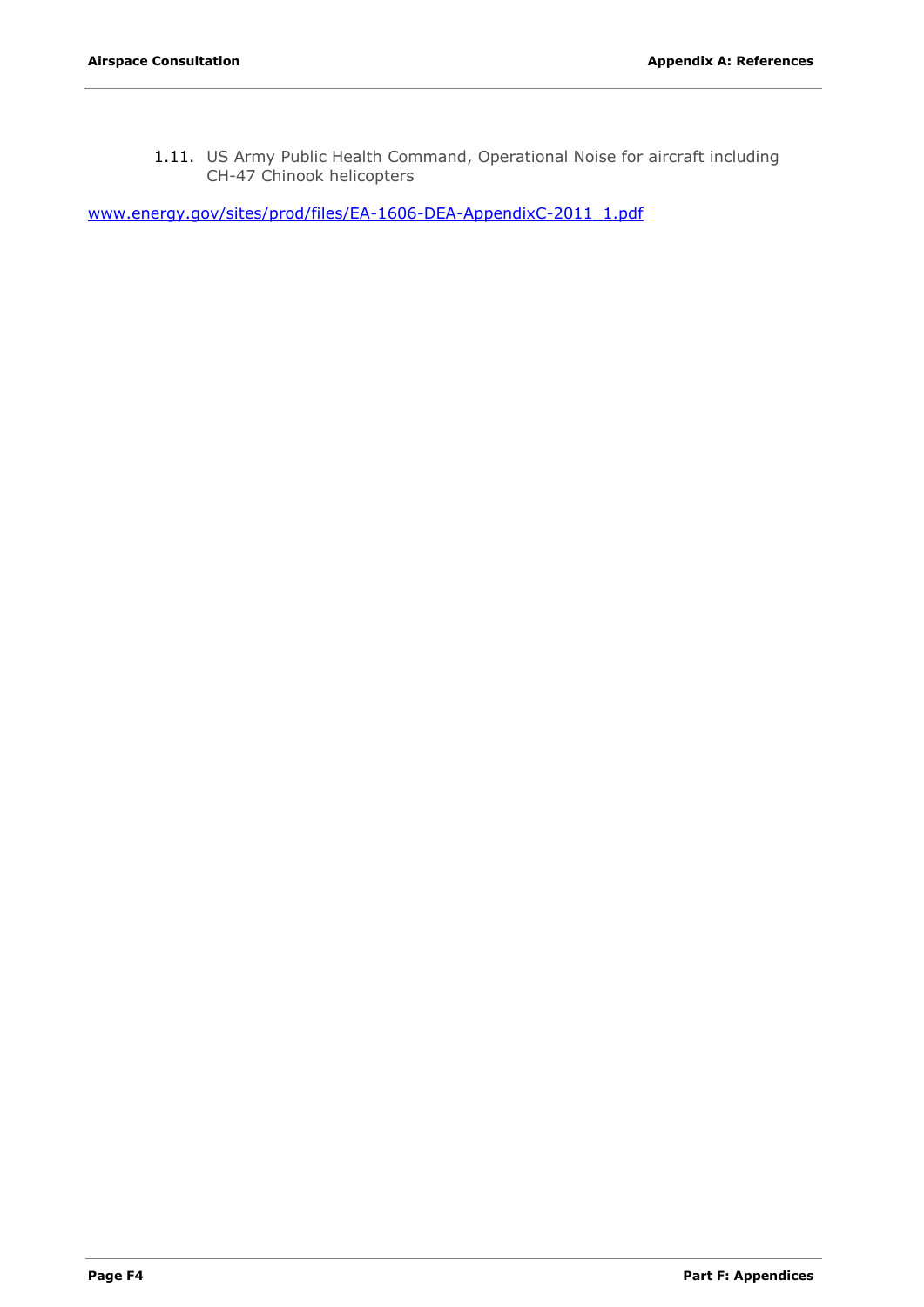1.11. US Army Public Health Command, Operational Noise for aircraft including CH-47 Chinook helicopters

www.energy.gov/sites/prod/files/EA-1606-DEA-AppendixC-2011_1.pdf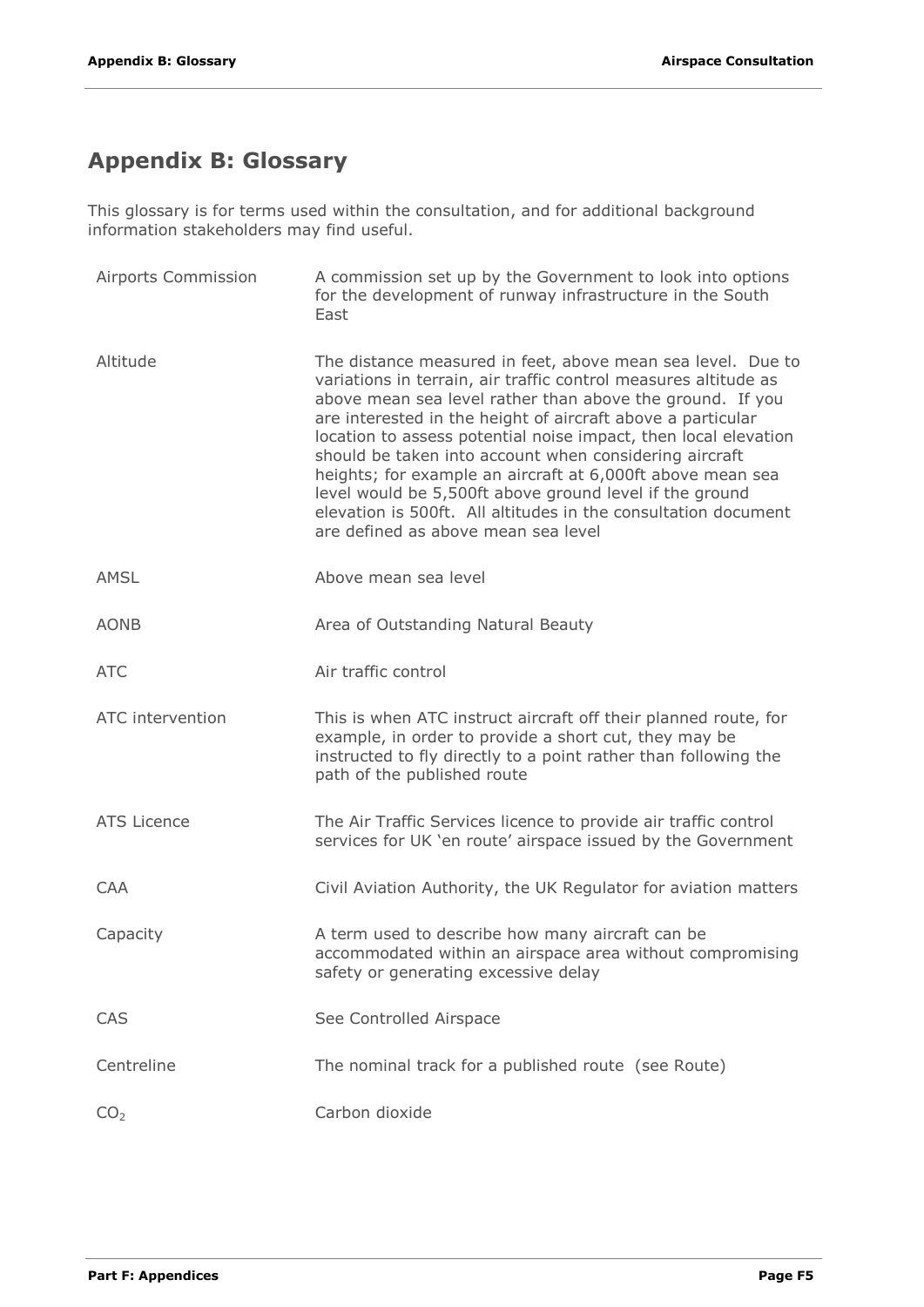# Appendix B: Glossary

This glossary is for terms used within the consultation, and for additional background information stakeholders may find useful.

| | |
|---|---|
| Airports Commission | A commission set up by the Government to look into options for the development of runway infrastructure in the South East |
| Altitude | The distance measured in feet, above mean sea level. Due to variations in terrain, air traffic control measures altitude as above mean sea level rather than above the ground. If you are interested in the height of aircraft above a particular location to assess potential noise impact, then local elevation should be taken into account when considering aircraft heights; for example an aircraft at 6,000ft above mean sea level would be 5,500ft above ground level if the ground elevation is 500ft. All altitudes in the consultation document are defined as above mean sea level |
| AMSL | Above mean sea level |
| AONB | Area of Outstanding Natural Beauty |
| ATC | Air traffic control |
| ATC intervention | This is when ATC instruct aircraft off their planned route, for example, in order to provide a short cut, they may be instructed to fly directly to a point rather than following the path of the published route |
| ATS Licence | The Air Traffic Services licence to provide air traffic control services for UK 'en route' airspace issued by the Government |
| CAA | Civil Aviation Authority, the UK Regulator for aviation matters |
| Capacity | A term used to describe how many aircraft can be accommodated within an airspace area without compromising safety or generating excessive delay |
| CAS | See Controlled Airspace |
| Centreline | The nominal track for a published route (see Route) |
| $CO_2$ | Carbon dioxide |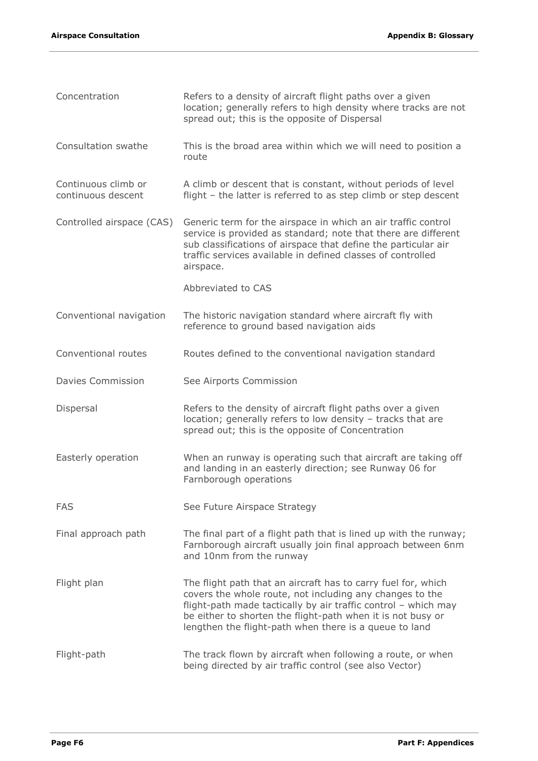| | |
|---|---|
| Concentration | Refers to a density of aircraft flight paths over a given location; generally refers to high density where tracks are not spread out; this is the opposite of Dispersal |
| Consultation swathe | This is the broad area within which we will need to position a route |
| Continuous climb or continuous descent | A climb or descent that is constant, without periods of level flight – the latter is referred to as step climb or step descent |
| Controlled airspace (CAS) | Generic term for the airspace in which an air traffic control service is provided as standard; note that there are different sub classifications of airspace that define the particular air traffic services available in defined classes of controlled airspace.<br><br>Abbreviated to CAS |
| Conventional navigation | The historic navigation standard where aircraft fly with reference to ground based navigation aids |
| Conventional routes | Routes defined to the conventional navigation standard |
| Davies Commission | See Airports Commission |
| Dispersal | Refers to the density of aircraft flight paths over a given location; generally refers to low density – tracks that are spread out; this is the opposite of Concentration |
| Easterly operation | When an runway is operating such that aircraft are taking off and landing in an easterly direction; see Runway 06 for Farnborough operations |
| FAS | See Future Airspace Strategy |
| Final approach path | The final part of a flight path that is lined up with the runway; Farnborough aircraft usually join final approach between 6nm and 10nm from the runway |
| Flight plan | The flight path that an aircraft has to carry fuel for, which covers the whole route, not including any changes to the flight-path made tactically by air traffic control – which may be either to shorten the flight-path when it is not busy or lengthen the flight-path when there is a queue to land |
| Flight-path | The track flown by aircraft when following a route, or when being directed by air traffic control (see also Vector) |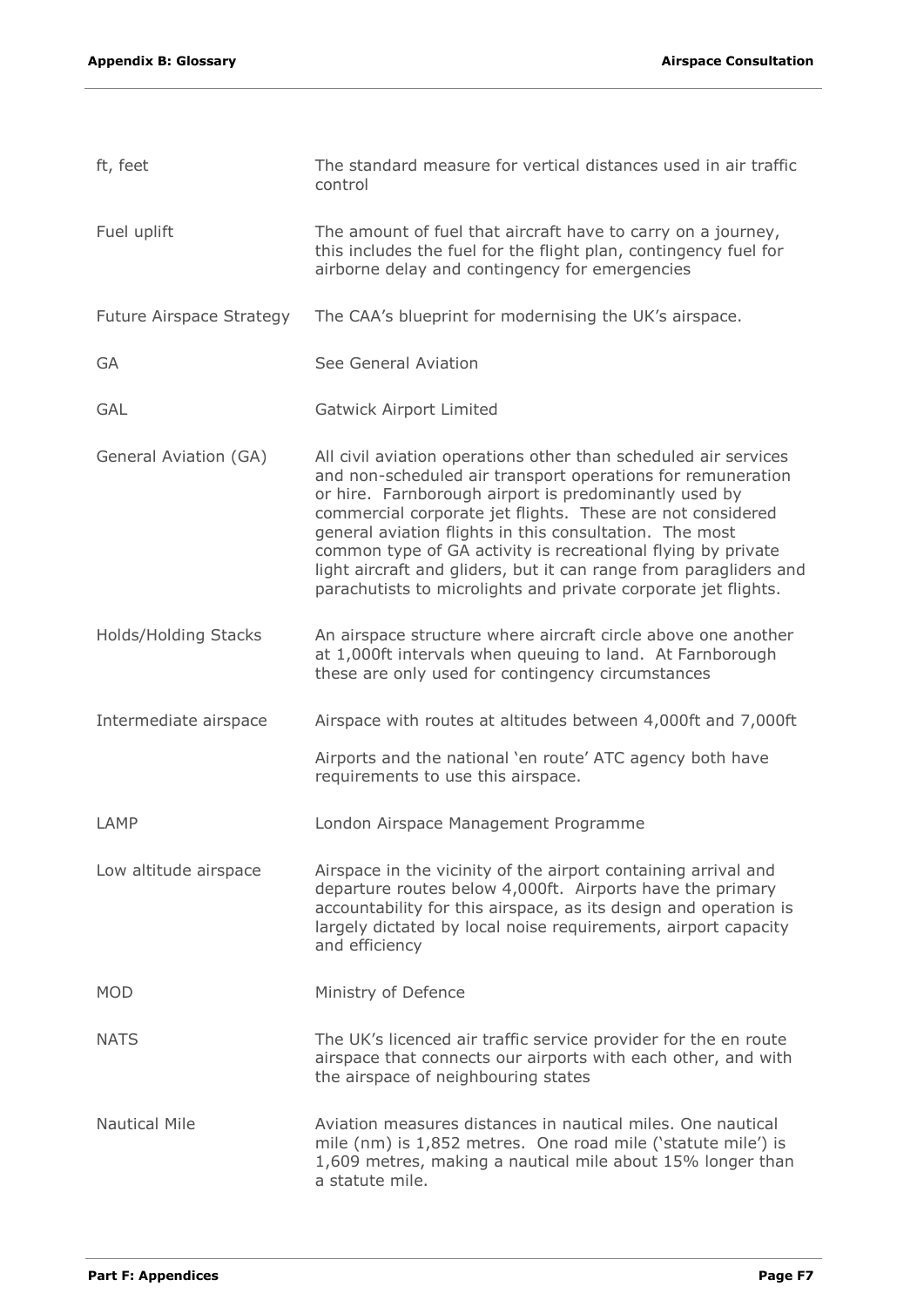| | |
|---|---|
| ft, feet | The standard measure for vertical distances used in air traffic control |
| Fuel uplift | The amount of fuel that aircraft have to carry on a journey, this includes the fuel for the flight plan, contingency fuel for airborne delay and contingency for emergencies |
| Future Airspace Strategy | The CAA's blueprint for modernising the UK's airspace. |
| GA | See General Aviation |
| GAL | Gatwick Airport Limited |
| General Aviation (GA) | All civil aviation operations other than scheduled air services and non-scheduled air transport operations for remuneration or hire. Farnborough airport is predominantly used by commercial corporate jet flights. These are not considered general aviation flights in this consultation. The most common type of GA activity is recreational flying by private light aircraft and gliders, but it can range from paragliders and parachutists to microlights and private corporate jet flights. |
| Holds/Holding Stacks | An airspace structure where aircraft circle above one another at 1,000ft intervals when queuing to land. At Farnborough these are only used for contingency circumstances |
| Intermediate airspace | Airspace with routes at altitudes between 4,000ft and 7,000ft<br><br>Airports and the national 'en route' ATC agency both have requirements to use this airspace. |
| LAMP | London Airspace Management Programme |
| Low altitude airspace | Airspace in the vicinity of the airport containing arrival and departure routes below 4,000ft. Airports have the primary accountability for this airspace, as its design and operation is largely dictated by local noise requirements, airport capacity and efficiency |
| MOD | Ministry of Defence |
| NATS | The UK's licenced air traffic service provider for the en route airspace that connects our airports with each other, and with the airspace of neighbouring states |
| Nautical Mile | Aviation measures distances in nautical miles. One nautical mile (nm) is 1,852 metres. One road mile ('statute mile') is 1,609 metres, making a nautical mile about 15% longer than a statute mile. |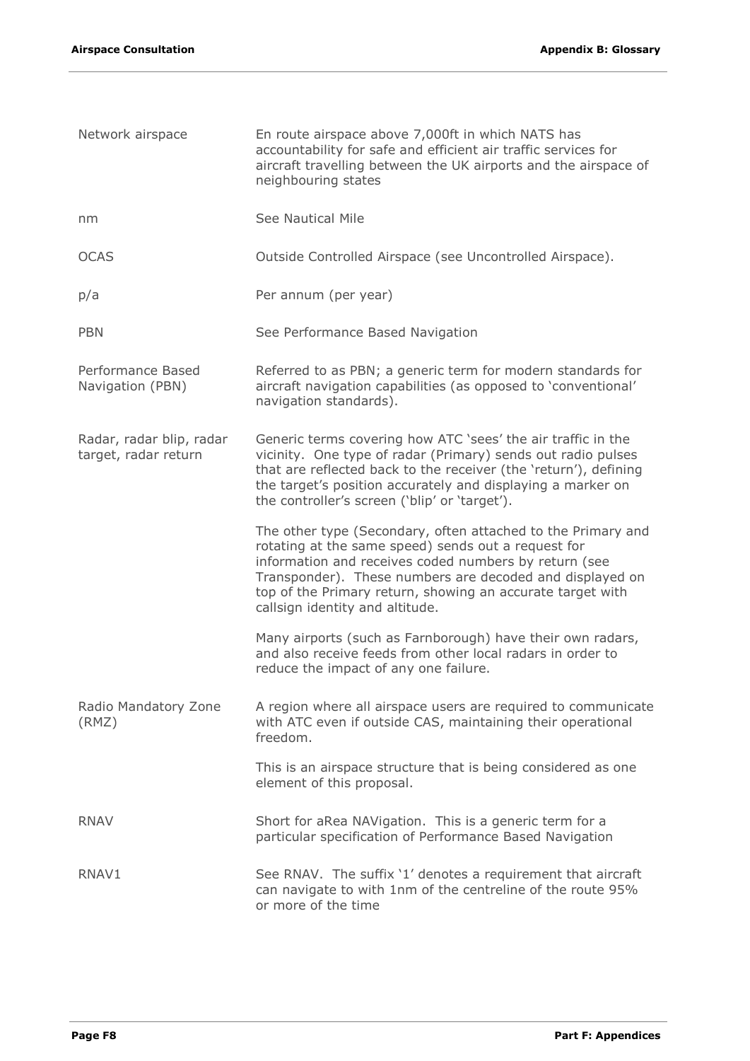| | |
|---|---|
| Network airspace | En route airspace above 7,000ft in which NATS has accountability for safe and efficient air traffic services for aircraft travelling between the UK airports and the airspace of neighbouring states |
| nm | See Nautical Mile |
| OCAS | Outside Controlled Airspace (see Uncontrolled Airspace). |
| p/a | Per annum (per year) |
| PBN | See Performance Based Navigation |
| Performance Based Navigation (PBN) | Referred to as PBN; a generic term for modern standards for aircraft navigation capabilities (as opposed to 'conventional' navigation standards). |
| Radar, radar blip, radar target, radar return | Generic terms covering how ATC 'sees' the air traffic in the vicinity. One type of radar (Primary) sends out radio pulses that are reflected back to the receiver (the 'return'), defining the target's position accurately and displaying a marker on the controller's screen ('blip' or 'target').<br><br>The other type (Secondary, often attached to the Primary and rotating at the same speed) sends out a request for information and receives coded numbers by return (see Transponder). These numbers are decoded and displayed on top of the Primary return, showing an accurate target with callsign identity and altitude.<br><br>Many airports (such as Farnborough) have their own radars, and also receive feeds from other local radars in order to reduce the impact of any one failure. |
| Radio Mandatory Zone (RMZ) | A region where all airspace users are required to communicate with ATC even if outside CAS, maintaining their operational freedom.<br><br>This is an airspace structure that is being considered as one element of this proposal. |
| RNAV | Short for aRea NAVigation. This is a generic term for a particular specification of Performance Based Navigation |
| RNAV1 | See RNAV. The suffix '1' denotes a requirement that aircraft can navigate to with 1nm of the centreline of the route 95% or more of the time |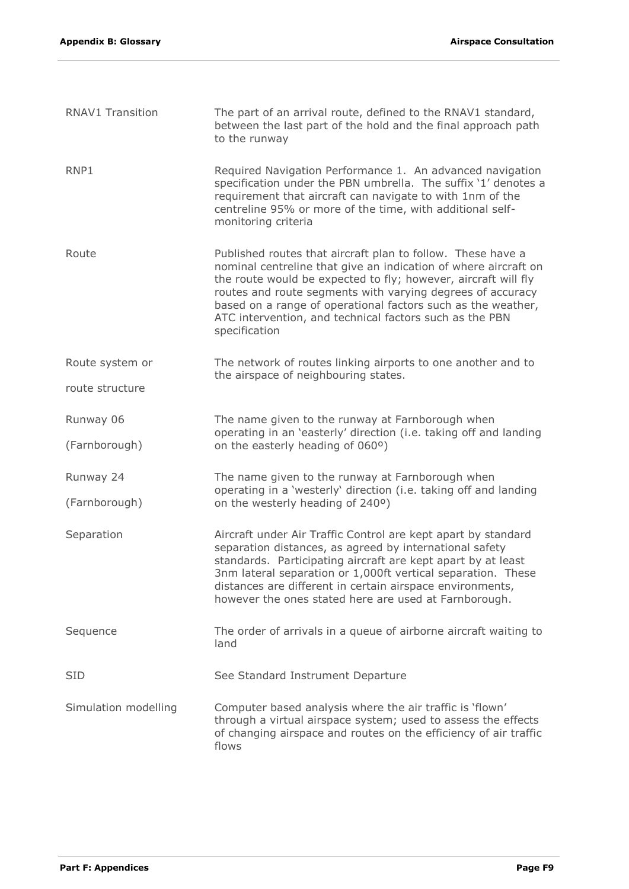| | |
|---|---|
| RNAV1 Transition | The part of an arrival route, defined to the RNAV1 standard, between the last part of the hold and the final approach path to the runway |
| RNP1 | Required Navigation Performance 1. An advanced navigation specification under the PBN umbrella. The suffix '1' denotes a requirement that aircraft can navigate to with 1nm of the centreline 95% or more of the time, with additional self-monitoring criteria |
| Route | Published routes that aircraft plan to follow. These have a nominal centreline that give an indication of where aircraft on the route would be expected to fly; however, aircraft will fly routes and route segments with varying degrees of accuracy based on a range of operational factors such as the weather, ATC intervention, and technical factors such as the PBN specification |
| Route system or route structure | The network of routes linking airports to one another and to the airspace of neighbouring states. |
| Runway 06 (Farnborough) | The name given to the runway at Farnborough when operating in an 'easterly' direction (i.e. taking off and landing on the easterly heading of 060º) |
| Runway 24 (Farnborough) | The name given to the runway at Farnborough when operating in a 'westerly' direction (i.e. taking off and landing on the westerly heading of 240º) |
| Separation | Aircraft under Air Traffic Control are kept apart by standard separation distances, as agreed by international safety standards. Participating aircraft are kept apart by at least 3nm lateral separation or 1,000ft vertical separation. These distances are different in certain airspace environments, however the ones stated here are used at Farnborough. |
| Sequence | The order of arrivals in a queue of airborne aircraft waiting to land |
| SID | See Standard Instrument Departure |
| Simulation modelling | Computer based analysis where the air traffic is 'flown' through a virtual airspace system; used to assess the effects of changing airspace and routes on the efficiency of air traffic flows |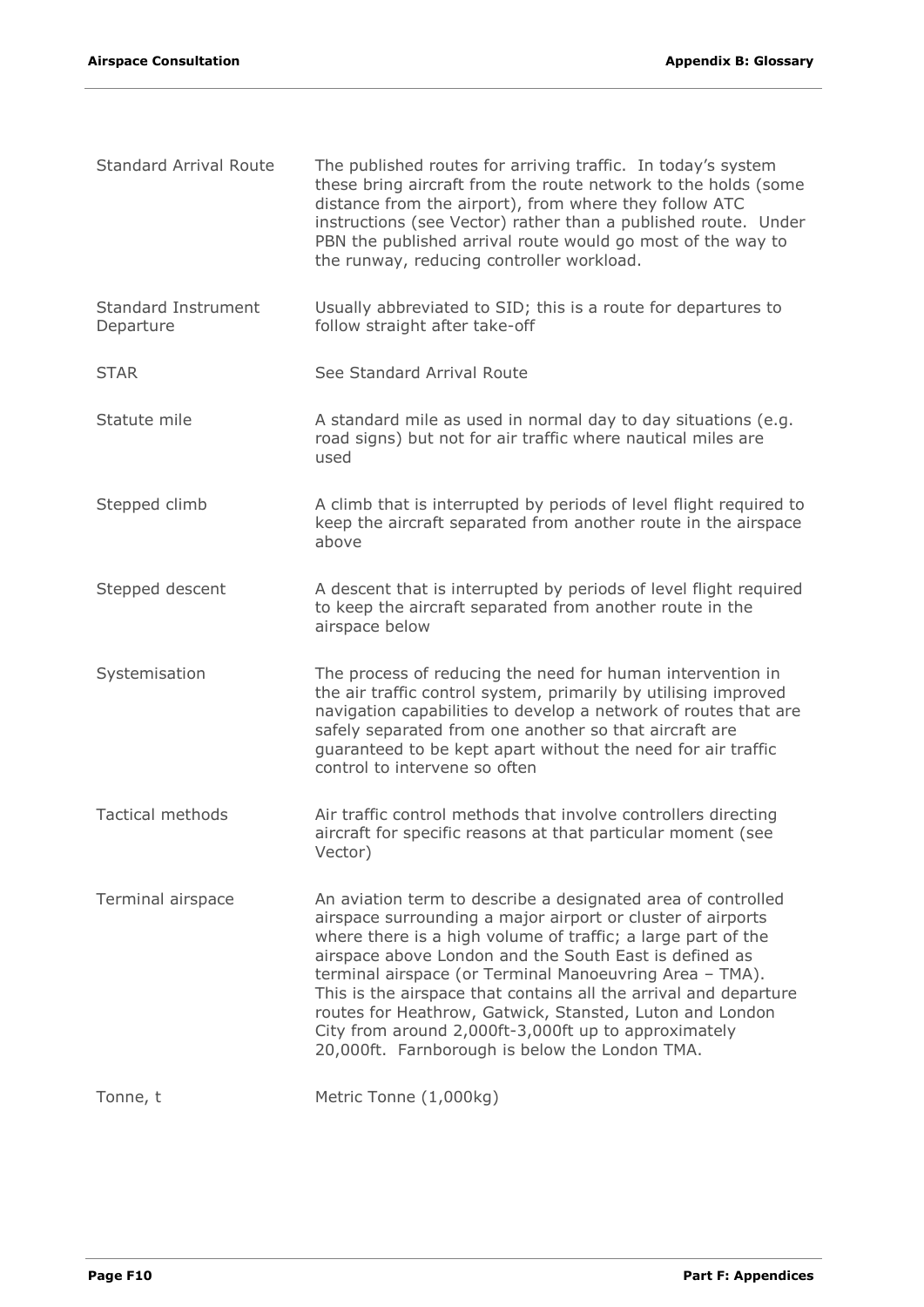| | |
|---|---|
| Standard Arrival Route | The published routes for arriving traffic. In today's system these bring aircraft from the route network to the holds (some distance from the airport), from where they follow ATC instructions (see Vector) rather than a published route. Under PBN the published arrival route would go most of the way to the runway, reducing controller workload. |
| Standard Instrument Departure | Usually abbreviated to SID; this is a route for departures to follow straight after take-off |
| STAR | See Standard Arrival Route |
| Statute mile | A standard mile as used in normal day to day situations (e.g. road signs) but not for air traffic where nautical miles are used |
| Stepped climb | A climb that is interrupted by periods of level flight required to keep the aircraft separated from another route in the airspace above |
| Stepped descent | A descent that is interrupted by periods of level flight required to keep the aircraft separated from another route in the airspace below |
| Systemisation | The process of reducing the need for human intervention in the air traffic control system, primarily by utilising improved navigation capabilities to develop a network of routes that are safely separated from one another so that aircraft are guaranteed to be kept apart without the need for air traffic control to intervene so often |
| Tactical methods | Air traffic control methods that involve controllers directing aircraft for specific reasons at that particular moment (see Vector) |
| Terminal airspace | An aviation term to describe a designated area of controlled airspace surrounding a major airport or cluster of airports where there is a high volume of traffic; a large part of the airspace above London and the South East is defined as terminal airspace (or Terminal Manoeuvring Area – TMA). This is the airspace that contains all the arrival and departure routes for Heathrow, Gatwick, Stansted, Luton and London City from around 2,000ft-3,000ft up to approximately 20,000ft. Farnborough is below the London TMA. |
| Tonne, t | Metric Tonne (1,000kg) |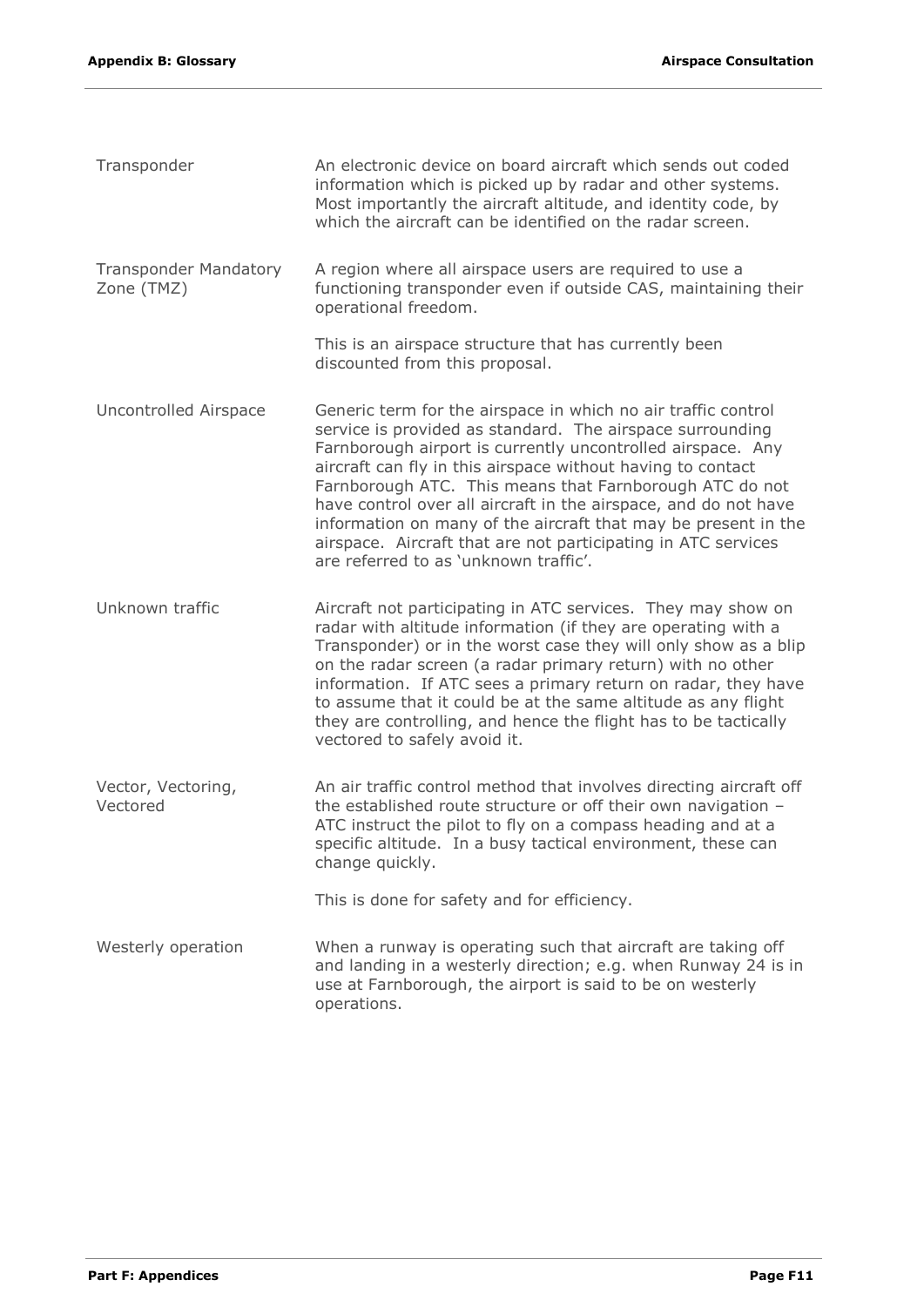| | |
|---|---|
| Transponder | An electronic device on board aircraft which sends out coded information which is picked up by radar and other systems. Most importantly the aircraft altitude, and identity code, by which the aircraft can be identified on the radar screen. |
| Transponder Mandatory Zone (TMZ) | A region where all airspace users are required to use a functioning transponder even if outside CAS, maintaining their operational freedom.<br><br>This is an airspace structure that has currently been discounted from this proposal. |
| Uncontrolled Airspace | Generic term for the airspace in which no air traffic control service is provided as standard. The airspace surrounding Farnborough airport is currently uncontrolled airspace. Any aircraft can fly in this airspace without having to contact Farnborough ATC. This means that Farnborough ATC do not have control over all aircraft in the airspace, and do not have information on many of the aircraft that may be present in the airspace. Aircraft that are not participating in ATC services are referred to as 'unknown traffic'. |
| Unknown traffic | Aircraft not participating in ATC services. They may show on radar with altitude information (if they are operating with a Transponder) or in the worst case they will only show as a blip on the radar screen (a radar primary return) with no other information. If ATC sees a primary return on radar, they have to assume that it could be at the same altitude as any flight they are controlling, and hence the flight has to be tactically vectored to safely avoid it. |
| Vector, Vectoring, Vectored | An air traffic control method that involves directing aircraft off the established route structure or off their own navigation – ATC instruct the pilot to fly on a compass heading and at a specific altitude. In a busy tactical environment, these can change quickly.<br><br>This is done for safety and for efficiency. |
| Westerly operation | When a runway is operating such that aircraft are taking off and landing in a westerly direction; e.g. when Runway 24 is in use at Farnborough, the airport is said to be on westerly operations. |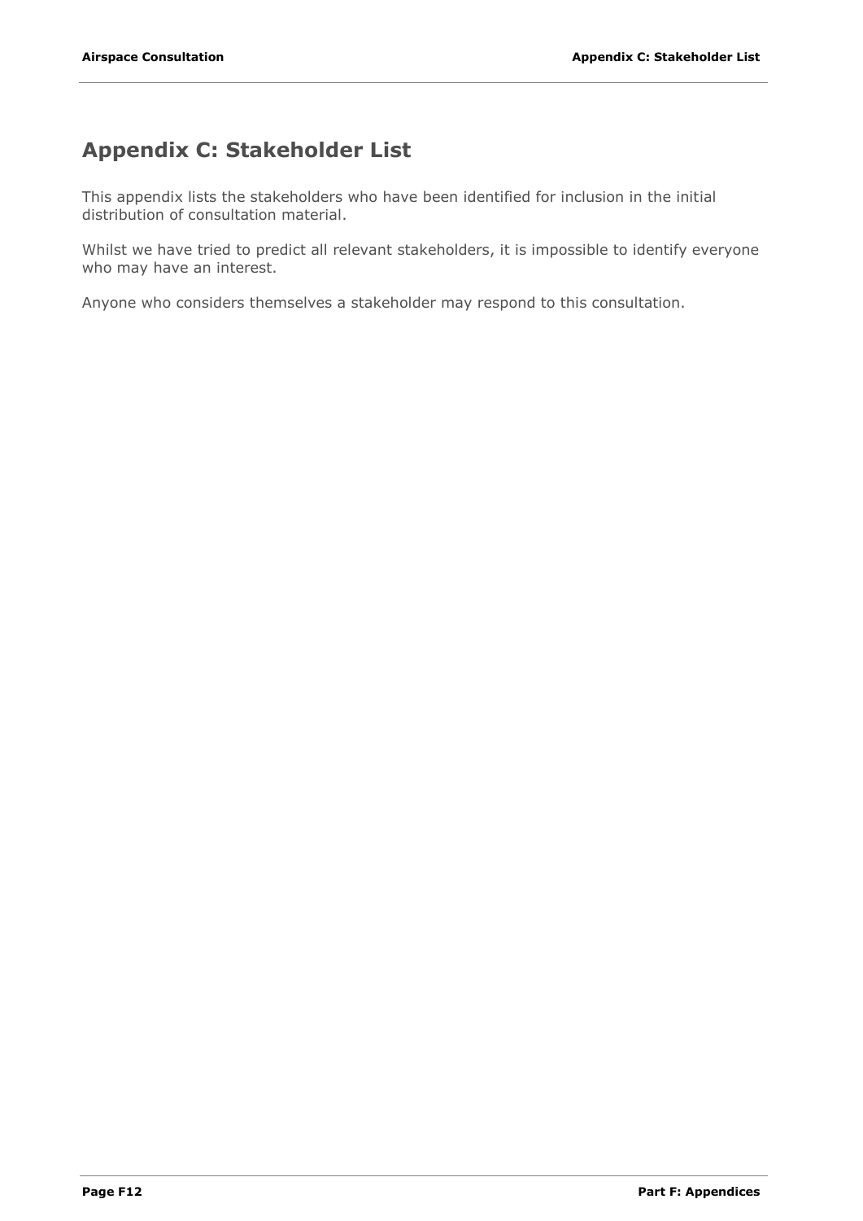# Appendix C: Stakeholder List

This appendix lists the stakeholders who have been identified for inclusion in the initial distribution of consultation material.

Whilst we have tried to predict all relevant stakeholders, it is impossible to identify everyone who may have an interest.

Anyone who considers themselves a stakeholder may respond to this consultation.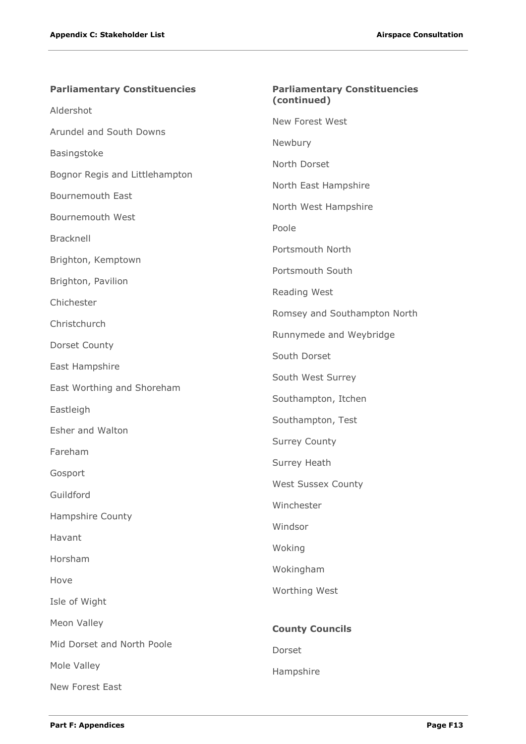**Parliamentary Constituencies**

Aldershot

Arundel and South Downs

Basingstoke

Bognor Regis and Littlehampton

Bournemouth East

Bournemouth West

Bracknell

Brighton, Kemptown

Brighton, Pavilion

Chichester

Christchurch

Dorset County

East Hampshire

East Worthing and Shoreham

Eastleigh

Esher and Walton

Fareham

Gosport

Guildford

Hampshire County

Havant

Horsham

Hove

Isle of Wight

Meon Valley

Mid Dorset and North Poole

Mole Valley

New Forest East

**Parliamentary Constituencies (continued)**

New Forest West

Newbury

North Dorset

North East Hampshire

North West Hampshire

Poole

Portsmouth North

Portsmouth South

Reading West

Romsey and Southampton North

Runnymede and Weybridge

South Dorset

South West Surrey

Southampton, Itchen

Southampton, Test

Surrey County

Surrey Heath

West Sussex County

Winchester

Windsor

Woking

Wokingham

Worthing West

**County Councils**

Dorset

Hampshire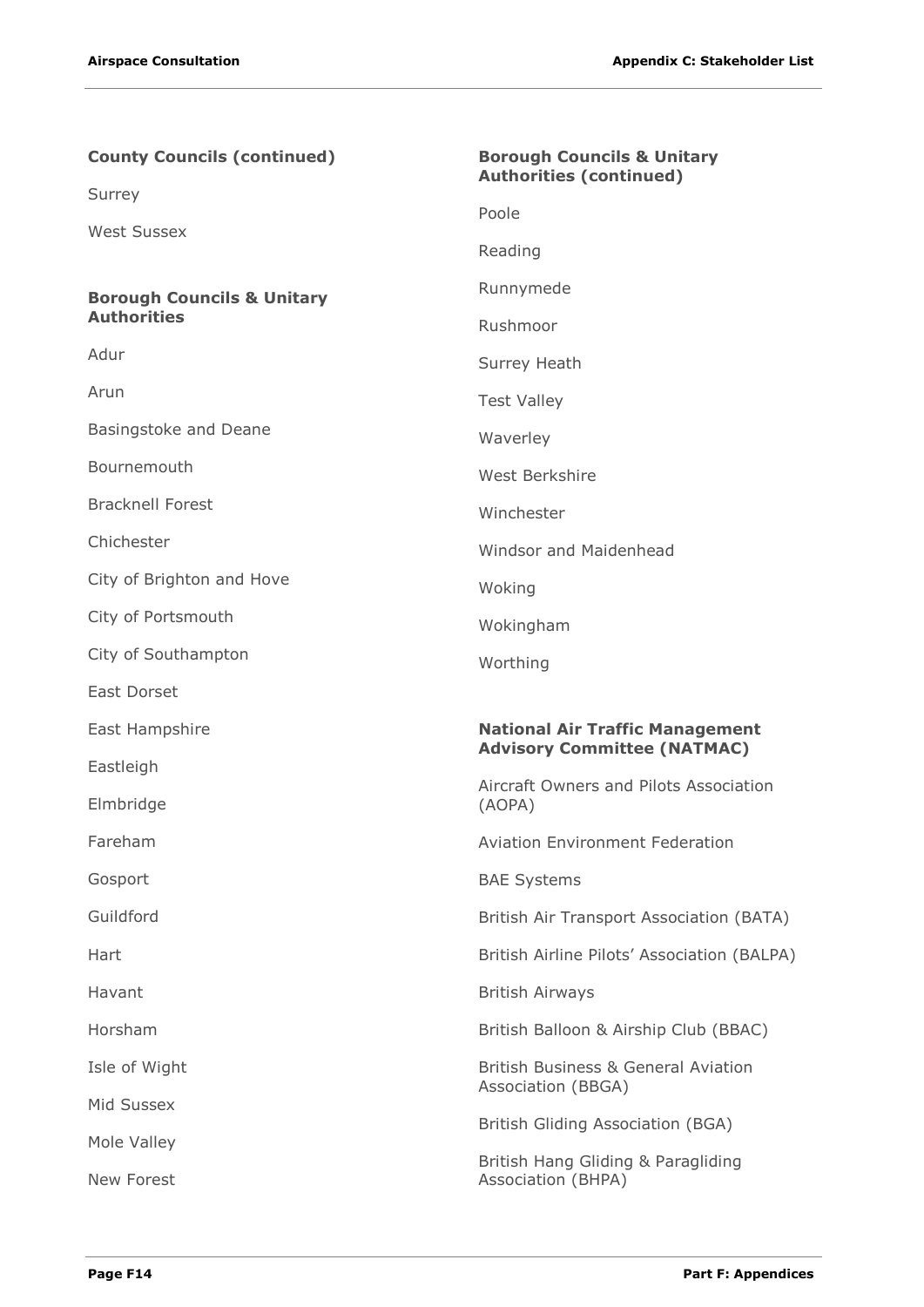**County Councils (continued)**

Surrey

West Sussex

**Borough Councils & Unitary Authorities**

Adur

Arun

Basingstoke and Deane

Bournemouth

Bracknell Forest

Chichester

City of Brighton and Hove

City of Portsmouth

City of Southampton

East Dorset

East Hampshire

Eastleigh

Elmbridge

Fareham

Gosport

Guildford

Hart

Havant

Horsham

Isle of Wight

Mid Sussex

Mole Valley

New Forest

**Borough Councils & Unitary Authorities (continued)**

Poole

Reading

Runnymede

Rushmoor

Surrey Heath

Test Valley

Waverley

West Berkshire

Winchester

Windsor and Maidenhead

Woking

Wokingham

Worthing

**National Air Traffic Management Advisory Committee (NATMAC)**

Aircraft Owners and Pilots Association (AOPA)

Aviation Environment Federation

BAE Systems

British Air Transport Association (BATA)

British Airline Pilots' Association (BALPA)

British Airways

British Balloon & Airship Club (BBAC)

British Business & General Aviation Association (BBGA)

British Gliding Association (BGA)

British Hang Gliding & Paragliding Association (BHPA)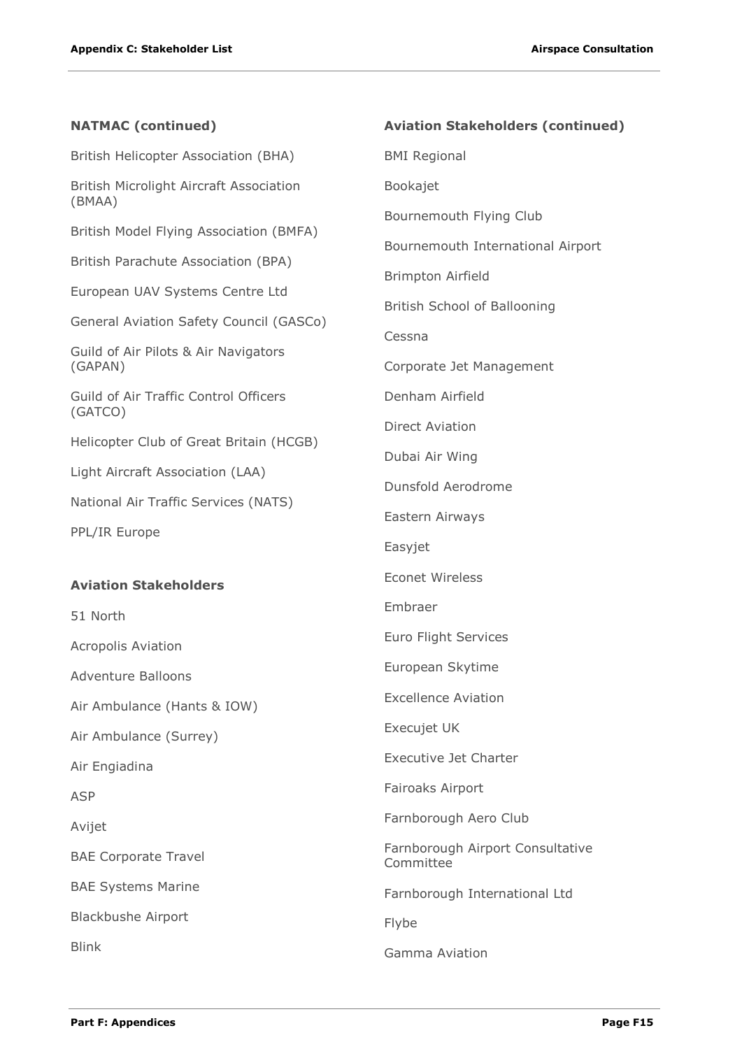### NATMAC (continued)

British Helicopter Association (BHA)

British Microlight Aircraft Association (BMAA)

British Model Flying Association (BMFA)

British Parachute Association (BPA)

European UAV Systems Centre Ltd

General Aviation Safety Council (GASCo)

Guild of Air Pilots & Air Navigators (GAPAN)

Guild of Air Traffic Control Officers (GATCO)

Helicopter Club of Great Britain (HCGB)

Light Aircraft Association (LAA)

National Air Traffic Services (NATS)

PPL/IR Europe

### Aviation Stakeholders

51 North

Acropolis Aviation

Adventure Balloons

Air Ambulance (Hants & IOW)

Air Ambulance (Surrey)

Air Engiadina

ASP

Avijet

BAE Corporate Travel

BAE Systems Marine

Blackbushe Airport

Blink

### Aviation Stakeholders (continued)

BMI Regional

Bookajet

Bournemouth Flying Club

Bournemouth International Airport

Brimpton Airfield

British School of Ballooning

Cessna

Corporate Jet Management

Denham Airfield

Direct Aviation

Dubai Air Wing

Dunsfold Aerodrome

Eastern Airways

Easyjet

Econet Wireless

Embraer

Euro Flight Services

European Skytime

Excellence Aviation

Execujet UK

Executive Jet Charter

Fairoaks Airport

Farnborough Aero Club

Farnborough Airport Consultative Committee

Farnborough International Ltd

Flybe

Gamma Aviation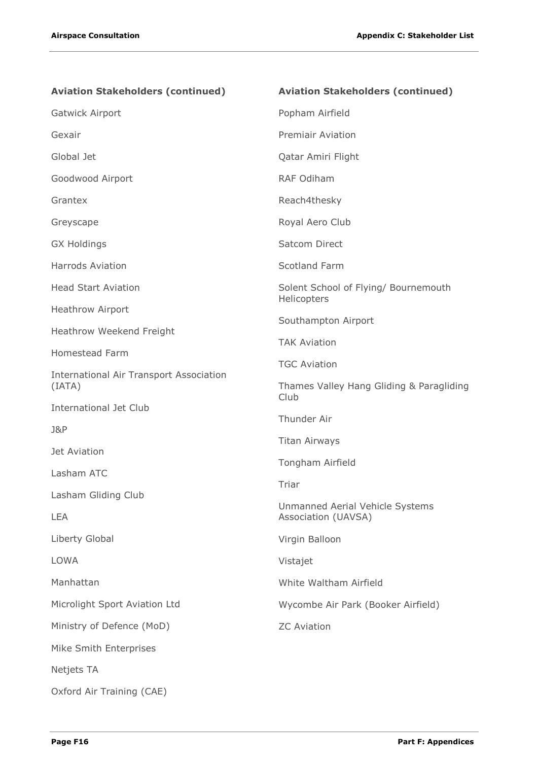**Aviation Stakeholders (continued)**

Gatwick Airport

Gexair

Global Jet

Goodwood Airport

Grantex

Greyscape

GX Holdings

Harrods Aviation

Head Start Aviation

Heathrow Airport

Heathrow Weekend Freight

Homestead Farm

International Air Transport Association (IATA)

International Jet Club

J&P

Jet Aviation

Lasham ATC

Lasham Gliding Club

LEA

Liberty Global

LOWA

Manhattan

Microlight Sport Aviation Ltd

Ministry of Defence (MoD)

Mike Smith Enterprises

Netjets TA

Oxford Air Training (CAE)

**Aviation Stakeholders (continued)**

Popham Airfield

Premiair Aviation

Qatar Amiri Flight

RAF Odiham

Reach4thesky

Royal Aero Club

Satcom Direct

Scotland Farm

Solent School of Flying/ Bournemouth Helicopters

Southampton Airport

TAK Aviation

TGC Aviation

Thames Valley Hang Gliding & Paragliding Club

Thunder Air

Titan Airways

Tongham Airfield

Triar

Unmanned Aerial Vehicle Systems Association (UAVSA)

Virgin Balloon

Vistajet

White Waltham Airfield

Wycombe Air Park (Booker Airfield)

ZC Aviation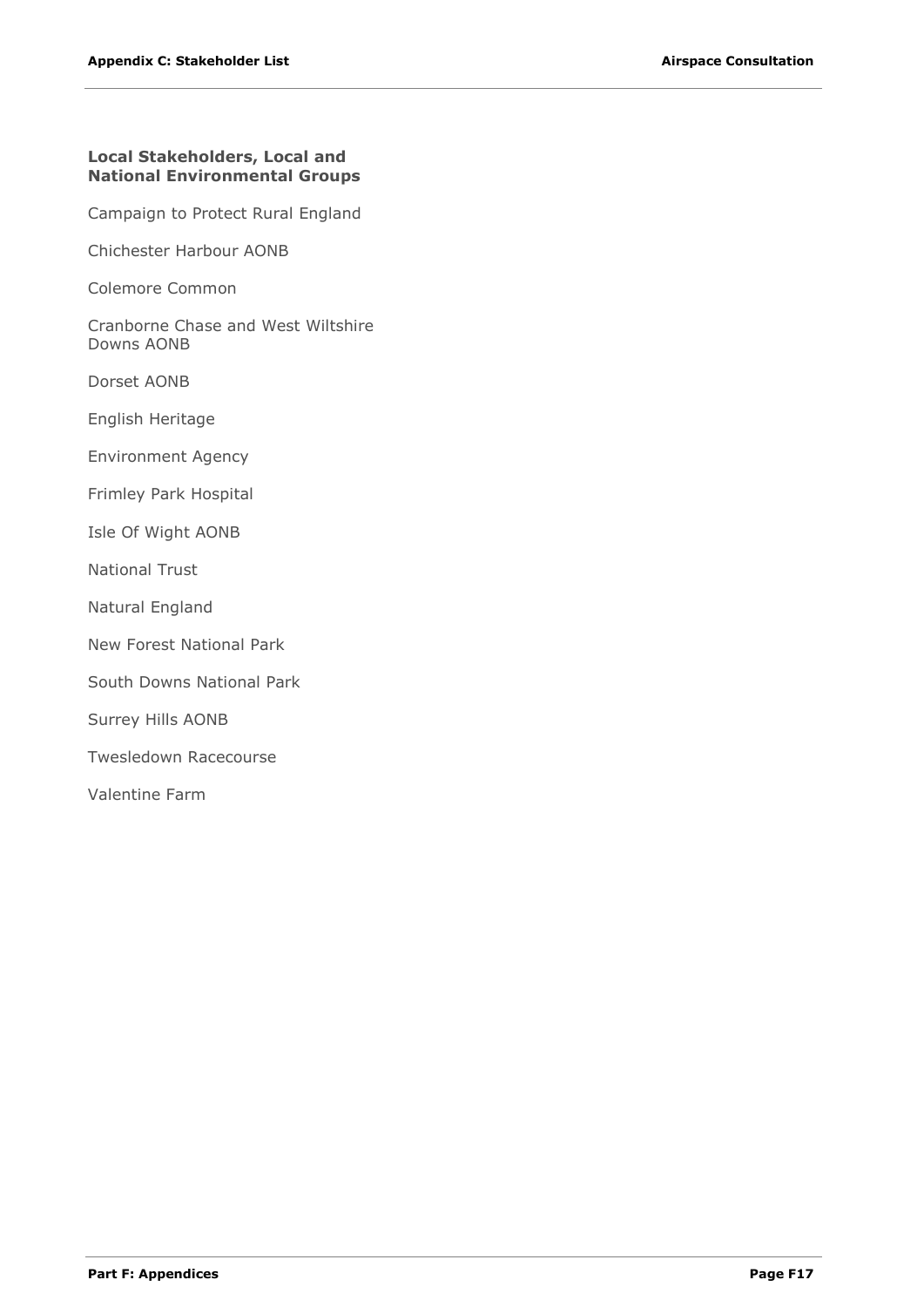## Local Stakeholders, Local and National Environmental Groups

Campaign to Protect Rural England

Chichester Harbour AONB

Colemore Common

Cranborne Chase and West Wiltshire Downs AONB

Dorset AONB

English Heritage

Environment Agency

Frimley Park Hospital

Isle Of Wight AONB

National Trust

Natural England

New Forest National Park

South Downs National Park

Surrey Hills AONB

Twesledown Racecourse

Valentine Farm